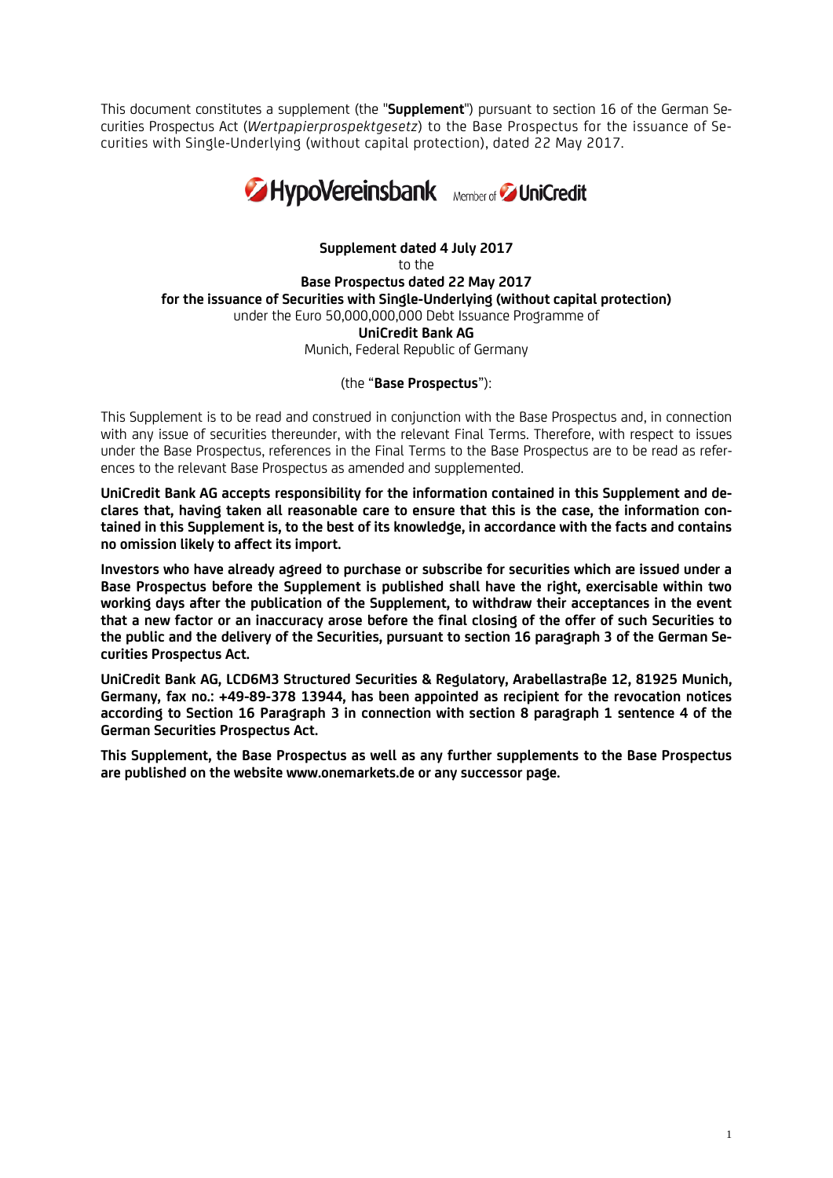This document constitutes a supplement (the "**Supplement**") pursuant to section 16 of the German Securities Prospectus Act (*Wertpapierprospektgesetz*) to the Base Prospectus for the issuance of Securities with Single-Underlying (without capital protection), dated 22 May 2017.

**Supplement dated 4 July 2017**
to the
**Base Prospectus dated 22 May 2017**
**for the issuance of Securities with Single-Underlying (without capital protection)**
under the Euro 50,000,000,000 Debt Issuance Programme of
**UniCredit Bank AG**
Munich, Federal Republic of Germany

(the "**Base Prospectus**"):

This Supplement is to be read and construed in conjunction with the Base Prospectus and, in connection with any issue of securities thereunder, with the relevant Final Terms. Therefore, with respect to issues under the Base Prospectus, references in the Final Terms to the Base Prospectus are to be read as references to the relevant Base Prospectus as amended and supplemented.

**UniCredit Bank AG accepts responsibility for the information contained in this Supplement and declares that, having taken all reasonable care to ensure that this is the case, the information contained in this Supplement is, to the best of its knowledge, in accordance with the facts and contains no omission likely to affect its import.**

**Investors who have already agreed to purchase or subscribe for securities which are issued under a Base Prospectus before the Supplement is published shall have the right, exercisable within two working days after the publication of the Supplement, to withdraw their acceptances in the event that a new factor or an inaccuracy arose before the final closing of the offer of such Securities to the public and the delivery of the Securities, pursuant to section 16 paragraph 3 of the German Securities Prospectus Act.**

**UniCredit Bank AG, LCD6M3 Structured Securities & Regulatory, Arabellastraße 12, 81925 Munich, Germany, fax no.: +49-89-378 13944, has been appointed as recipient for the revocation notices according to Section 16 Paragraph 3 in connection with section 8 paragraph 1 sentence 4 of the German Securities Prospectus Act.**

**This Supplement, the Base Prospectus as well as any further supplements to the Base Prospectus are published on the website www.onemarkets.de or any successor page.**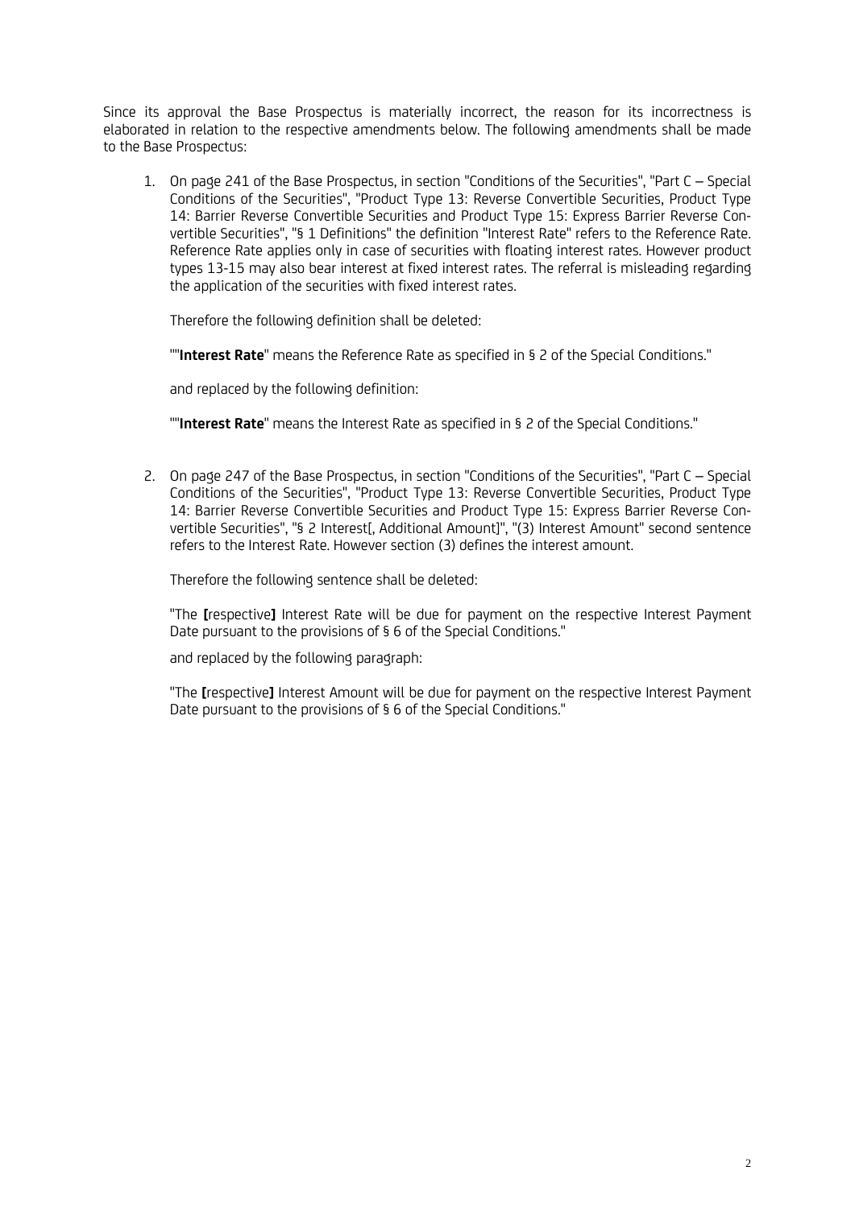Since its approval the Base Prospectus is materially incorrect, the reason for its incorrectness is elaborated in relation to the respective amendments below. The following amendments shall be made to the Base Prospectus:

1. On page 241 of the Base Prospectus, in section "Conditions of the Securities", "Part C – Special Conditions of the Securities", "Product Type 13: Reverse Convertible Securities, Product Type 14: Barrier Reverse Convertible Securities and Product Type 15: Express Barrier Reverse Convertible Securities", "§ 1 Definitions" the definition "Interest Rate" refers to the Reference Rate. Reference Rate applies only in case of securities with floating interest rates. However product types 13-15 may also bear interest at fixed interest rates. The referral is misleading regarding the application of the securities with fixed interest rates.

   Therefore the following definition shall be deleted:

   ""**Interest Rate**" means the Reference Rate as specified in § 2 of the Special Conditions."

   and replaced by the following definition:

   ""**Interest Rate**" means the Interest Rate as specified in § 2 of the Special Conditions."

2. On page 247 of the Base Prospectus, in section "Conditions of the Securities", "Part C – Special Conditions of the Securities", "Product Type 13: Reverse Convertible Securities, Product Type 14: Barrier Reverse Convertible Securities and Product Type 15: Express Barrier Reverse Convertible Securities", "§ 2 Interest[, Additional Amount]", "(3) Interest Amount" second sentence refers to the Interest Rate. However section (3) defines the interest amount.

   Therefore the following sentence shall be deleted:

   "The **[**respective**]** Interest Rate will be due for payment on the respective Interest Payment Date pursuant to the provisions of § 6 of the Special Conditions."

   and replaced by the following paragraph:

   "The **[**respective**]** Interest Amount will be due for payment on the respective Interest Payment Date pursuant to the provisions of § 6 of the Special Conditions."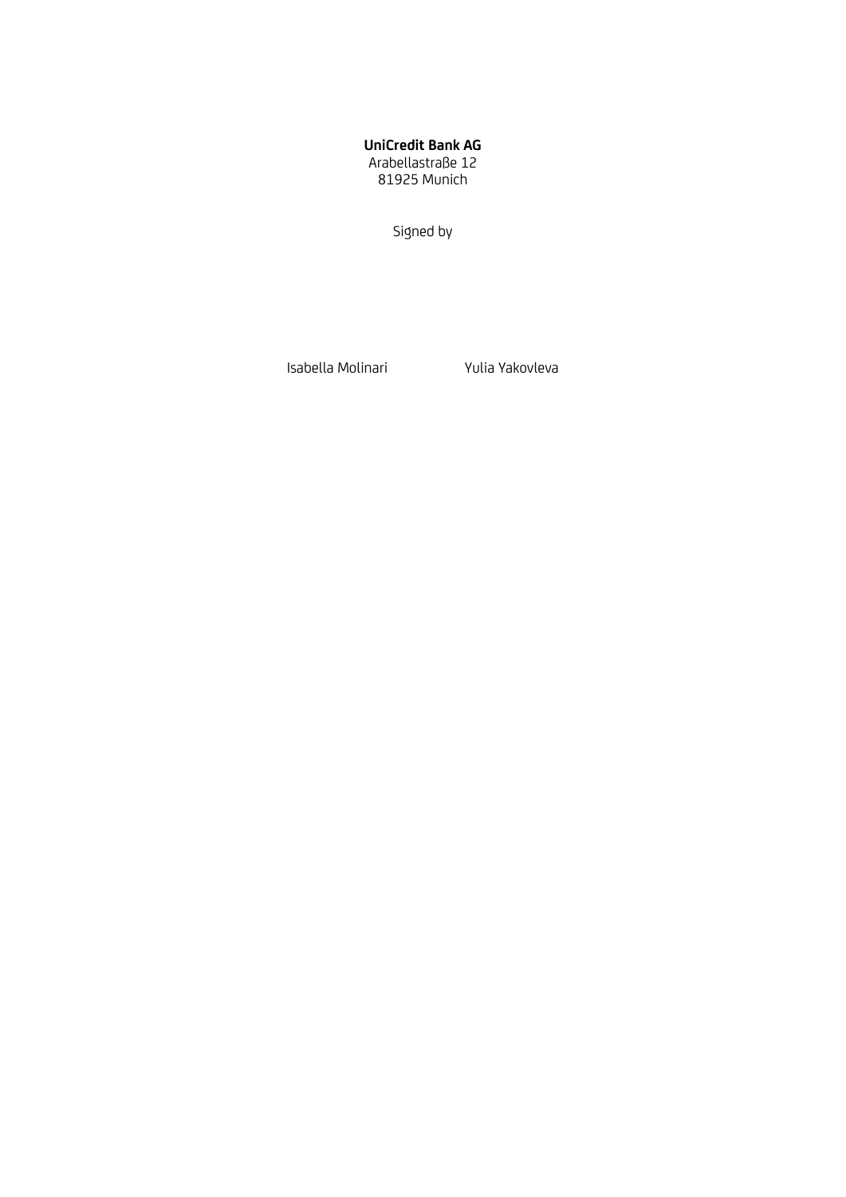**UniCredit Bank AG**
Arabellastraße 12
81925 Munich

Signed by

Isabella Molinari Yulia Yakovleva